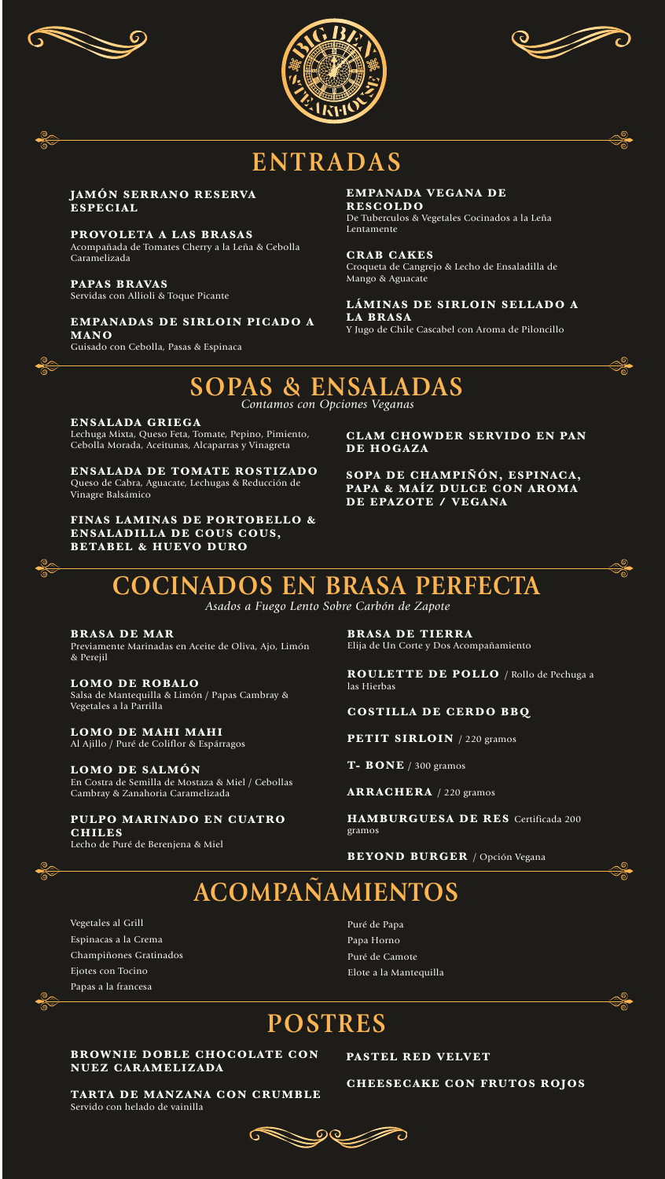# ENTRADAS

**JAMÓN SERRANO RESERVA ESPECIAL**

**PROVOLETA A LAS BRASAS**
Acompañada de Tomates Cherry a la Leña & Cebolla Caramelizada

**PAPAS BRAVAS**
Servidas con Allioli & Toque Picante

**EMPANADAS DE SIRLOIN PICADO A MANO**
Guisado con Cebolla, Pasas & Espinaca

**EMPANADA VEGANA DE RESCOLDO**
De Tuberculos & Vegetales Cocinados a la Leña Lentamente

**CRAB CAKES**
Croqueta de Cangrejo & Lecho de Ensaladilla de Mango & Aguacate

**LÁMINAS DE SIRLOIN SELLADO A LA BRASA**
Y Jugo de Chile Cascabel con Aroma de Piloncillo

# SOPAS & ENSALADAS

*Contamos con Opciones Veganas*

**ENSALADA GRIEGA**
Lechuga Mixta, Queso Feta, Tomate, Pepino, Pimiento, Cebolla Morada, Aceitunas, Alcaparras y Vinagreta

**ENSALADA DE TOMATE ROSTIZADO**
Queso de Cabra, Aguacate, Lechugas & Reducción de Vinagre Balsámico

**FINAS LAMINAS DE PORTOBELLO & ENSALADILLA DE COUS COUS, BETABEL & HUEVO DURO**

**CLAM CHOWDER SERVIDO EN PAN DE HOGAZA**

**SOPA DE CHAMPIÑÓN, ESPINACA, PAPA & MAÍZ DULCE CON AROMA DE EPAZOTE / VEGANA**

# COCINADOS EN BRASA PERFECTA

*Asados a Fuego Lento Sobre Carbón de Zapote*

**BRASA DE MAR**
Previamente Marinadas en Aceite de Oliva, Ajo, Limón & Perejil

**LOMO DE ROBALO**
Salsa de Mantequilla & Limón / Papas Cambray & Vegetales a la Parrilla

**LOMO DE MAHI MAHI**
Al Ajillo / Puré de Coliflor & Espárragos

**LOMO DE SALMÓN**
En Costra de Semilla de Mostaza & Miel / Cebollas Cambray & Zanahoria Caramelizada

**PULPO MARINADO EN CUATRO CHILES**
Lecho de Puré de Berenjena & Miel

**BRASA DE TIERRA**
Elija de Un Corte y Dos Acompañamiento

**ROULETTE DE POLLO** / Rollo de Pechuga a las Hierbas

**COSTILLA DE CERDO BBQ**

**PETIT SIRLOIN** / 220 gramos

**T- BONE** / 300 gramos

**ARRACHERA** / 220 gramos

**HAMBURGUESA DE RES** Certificada 200 gramos

**BEYOND BURGER** / Opción Vegana

# ACOMPAÑAMIENTOS

- Vegetales al Grill
- Espinacas a la Crema
- Champiñones Gratinados
- Ejotes con Tocino
- Papas a la francesa
- Puré de Papa
- Papa Horno
- Puré de Camote
- Elote a la Mantequilla

# POSTRES

**BROWNIE DOBLE CHOCOLATE CON NUEZ CARAMELIZADA**

**TARTA DE MANZANA CON CRUMBLE**
Servido con helado de vainilla

**PASTEL RED VELVET**

**CHEESECAKE CON FRUTOS ROJOS**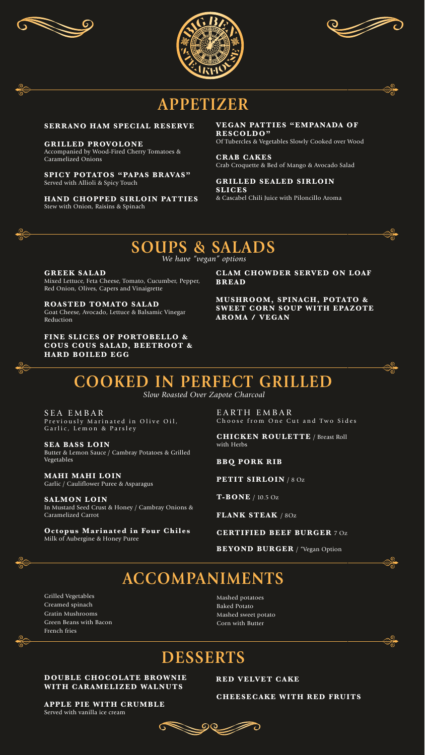# APPETIZER

**SERRANO HAM SPECIAL RESERVE**

**GRILLED PROVOLONE**
Accompanied by Wood-Fired Cherry Tomatoes & Caramelized Onions

**SPICY POTATOS "PAPAS BRAVAS"**
Served with Allioli & Spicy Touch

**HAND CHOPPED SIRLOIN PATTIES**
Stew with Onion, Raisins & Spinach

**VEGAN PATTIES "EMPANADA OF RESCOLDO"**
Of Tubercles & Vegetables Slowly Cooked over Wood

**CRAB CAKES**
Crab Croquette & Bed of Mango & Avocado Salad

**GRILLED SEALED SIRLOIN SLICES**
& Cascabel Chili Juice with Piloncillo Aroma

# SOUPS & SALADS

*We have "vegan" options*

**GREEK SALAD**
Mixed Lettuce, Feta Cheese, Tomato, Cucumber, Pepper, Red Onion, Olives, Capers and Vinaigrette

**ROASTED TOMATO SALAD**
Goat Cheese, Avocado, Lettuce & Balsamic Vinegar Reduction

**FINE SLICES OF PORTOBELLO & COUS COUS SALAD, BEETROOT & HARD BOILED EGG**

**CLAM CHOWDER SERVED ON LOAF BREAD**

**MUSHROOM, SPINACH, POTATO & SWEET CORN SOUP WITH EPAZOTE AROMA / VEGAN**

# COOKED IN PERFECT GRILLED

*Slow Roasted Over Zapote Charcoal*

SEA EMBAR
Previously Marinated in Olive Oil, Garlic, Lemon & Parsley

**SEA BASS LOIN**
Butter & Lemon Sauce / Cambray Potatoes & Grilled Vegetables

**MAHI MAHI LOIN**
Garlic / Cauliflower Puree & Asparagus

**SALMON LOIN**
In Mustard Seed Crust & Honey / Cambray Onions & Caramelized Carrot

**Octopus Marinated in Four Chiles**
Milk of Aubergine & Honey Puree

EARTH EMBAR
Choose from One Cut and Two Sides

**CHICKEN ROULETTE** / Breast Roll with Herbs

**BBQ PORK RIB**

**PETIT SIRLOIN** / 8 Oz

**T-BONE** / 10.5 Oz

**FLANK STEAK** / 8Oz

**CERTIFIED BEEF BURGER** 7 Oz

**BEYOND BURGER** / "Vegan Option

# ACCOMPANIMENTS

Grilled Vegetables
Creamed spinach
Gratin Mushrooms
Green Beans with Bacon
French fries

Mashed potatoes
Baked Potato
Mashed sweet potato
Corn with Butter

# DESSERTS

**DOUBLE CHOCOLATE BROWNIE WITH CARAMELIZED WALNUTS**

**APPLE PIE WITH CRUMBLE**
Served with vanilla ice cream

**RED VELVET CAKE**

**CHEESECAKE WITH RED FRUITS**